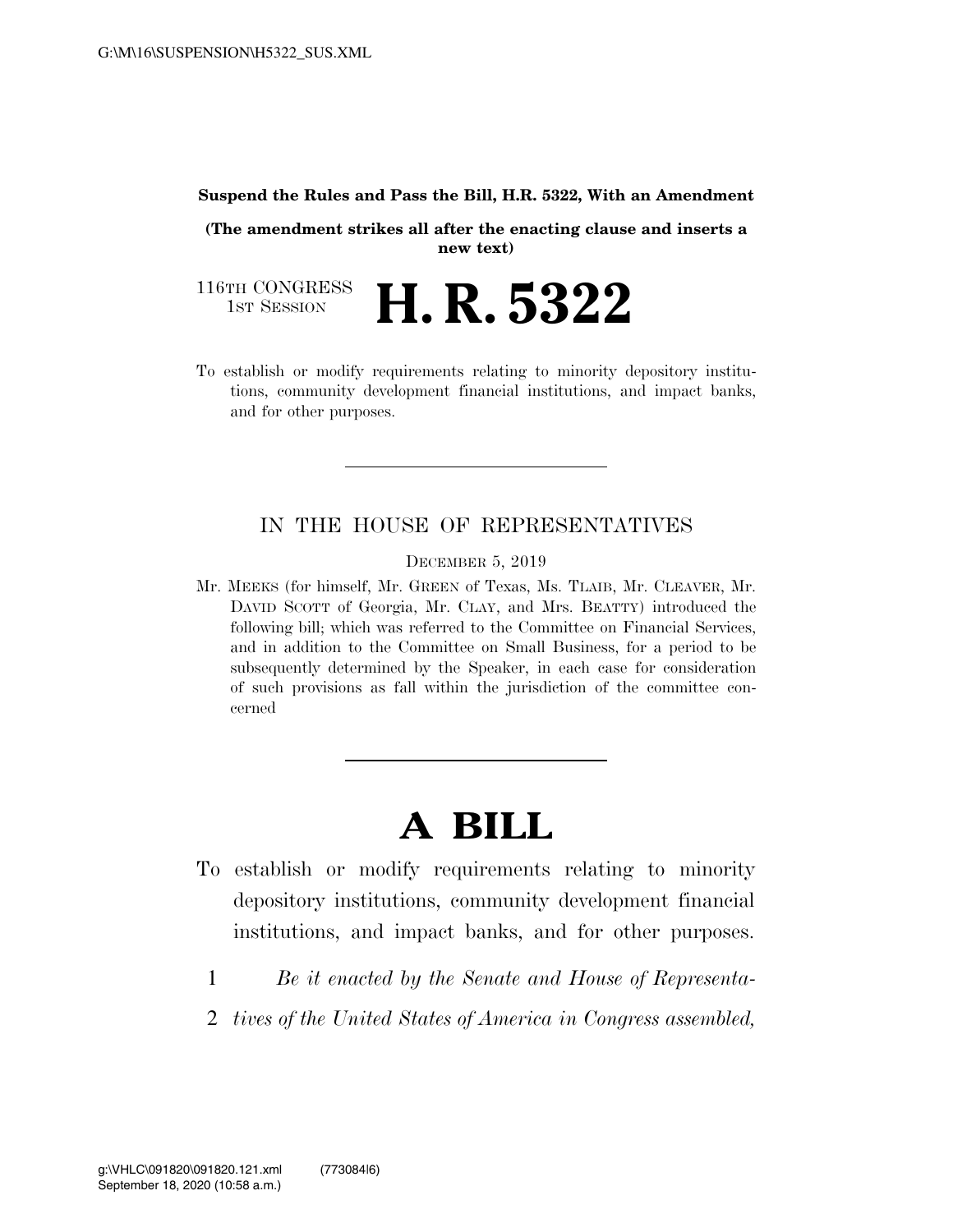**Suspend the Rules and Pass the Bill, H.R. 5322, With an Amendment**

**(The amendment strikes all after the enacting clause and inserts a new text)**

116TH CONGRESS
1ST SESSION

# H. R. 5322

To establish or modify requirements relating to minority depository institutions, community development financial institutions, and impact banks, and for other purposes.

---

IN THE HOUSE OF REPRESENTATIVES

DECEMBER 5, 2019

Mr. MEEKS (for himself, Mr. GREEN of Texas, Ms. TLAIB, Mr. CLEAVER, Mr. DAVID SCOTT of Georgia, Mr. CLAY, and Mrs. BEATTY) introduced the following bill; which was referred to the Committee on Financial Services, and in addition to the Committee on Small Business, for a period to be subsequently determined by the Speaker, in each case for consideration of such provisions as fall within the jurisdiction of the committee concerned

---

# A BILL

To establish or modify requirements relating to minority depository institutions, community development financial institutions, and impact banks, and for other purposes.

1 *Be it enacted by the Senate and House of Representa-*
2 *tives of the United States of America in Congress assembled,*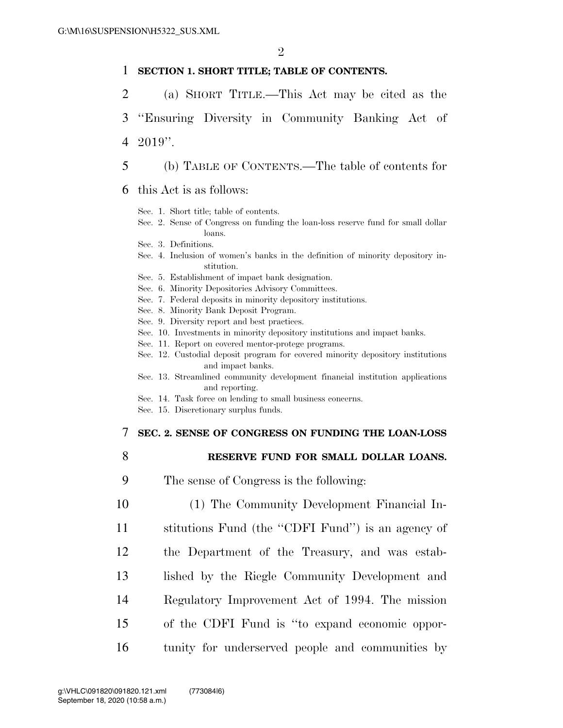**SECTION 1. SHORT TITLE; TABLE OF CONTENTS.**

(a) SHORT TITLE.—This Act may be cited as the ''Ensuring Diversity in Community Banking Act of 2019''.

(b) TABLE OF CONTENTS.—The table of contents for this Act is as follows:

Sec. 1. Short title; table of contents.
Sec. 2. Sense of Congress on funding the loan-loss reserve fund for small dollar loans.
Sec. 3. Definitions.
Sec. 4. Inclusion of women's banks in the definition of minority depository institution.
Sec. 5. Establishment of impact bank designation.
Sec. 6. Minority Depositories Advisory Committees.
Sec. 7. Federal deposits in minority depository institutions.
Sec. 8. Minority Bank Deposit Program.
Sec. 9. Diversity report and best practices.
Sec. 10. Investments in minority depository institutions and impact banks.
Sec. 11. Report on covered mentor-protege programs.
Sec. 12. Custodial deposit program for covered minority depository institutions and impact banks.
Sec. 13. Streamlined community development financial institution applications and reporting.
Sec. 14. Task force on lending to small business concerns.
Sec. 15. Discretionary surplus funds.

**SEC. 2. SENSE OF CONGRESS ON FUNDING THE LOAN-LOSS RESERVE FUND FOR SMALL DOLLAR LOANS.**

The sense of Congress is the following:

(1) The Community Development Financial Institutions Fund (the ''CDFI Fund'') is an agency of the Department of the Treasury, and was established by the Riegle Community Development and Regulatory Improvement Act of 1994. The mission of the CDFI Fund is ''to expand economic opportunity for underserved people and communities by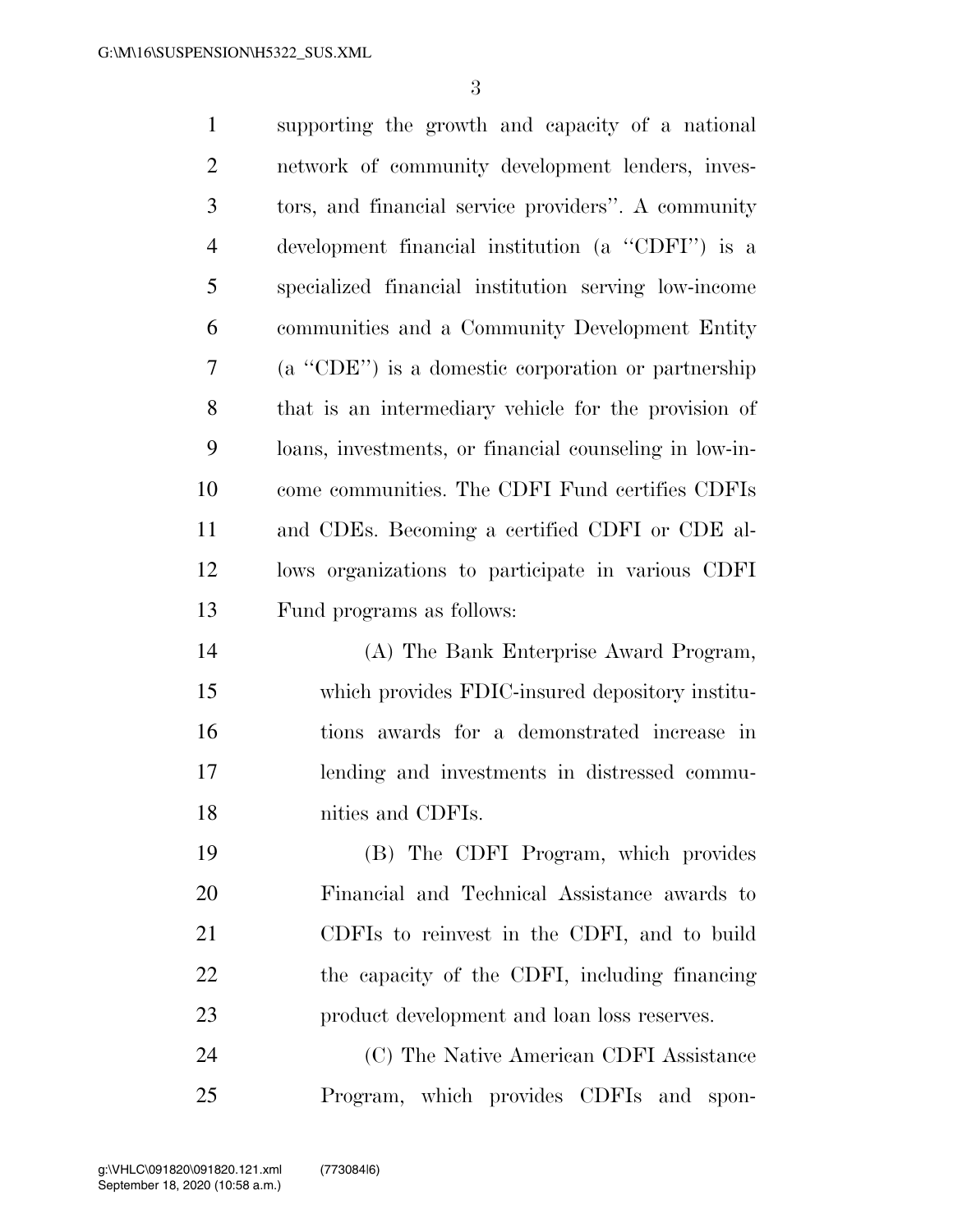supporting the growth and capacity of a national network of community development lenders, investors, and financial service providers''. A community development financial institution (a ''CDFI'') is a specialized financial institution serving low-income communities and a Community Development Entity (a ''CDE'') is a domestic corporation or partnership that is an intermediary vehicle for the provision of loans, investments, or financial counseling in low-income communities. The CDFI Fund certifies CDFIs and CDEs. Becoming a certified CDFI or CDE allows organizations to participate in various CDFI Fund programs as follows:

(A) The Bank Enterprise Award Program, which provides FDIC-insured depository institutions awards for a demonstrated increase in lending and investments in distressed communities and CDFIs.

(B) The CDFI Program, which provides Financial and Technical Assistance awards to CDFIs to reinvest in the CDFI, and to build the capacity of the CDFI, including financing product development and loan loss reserves.

(C) The Native American CDFI Assistance Program, which provides CDFIs and spon-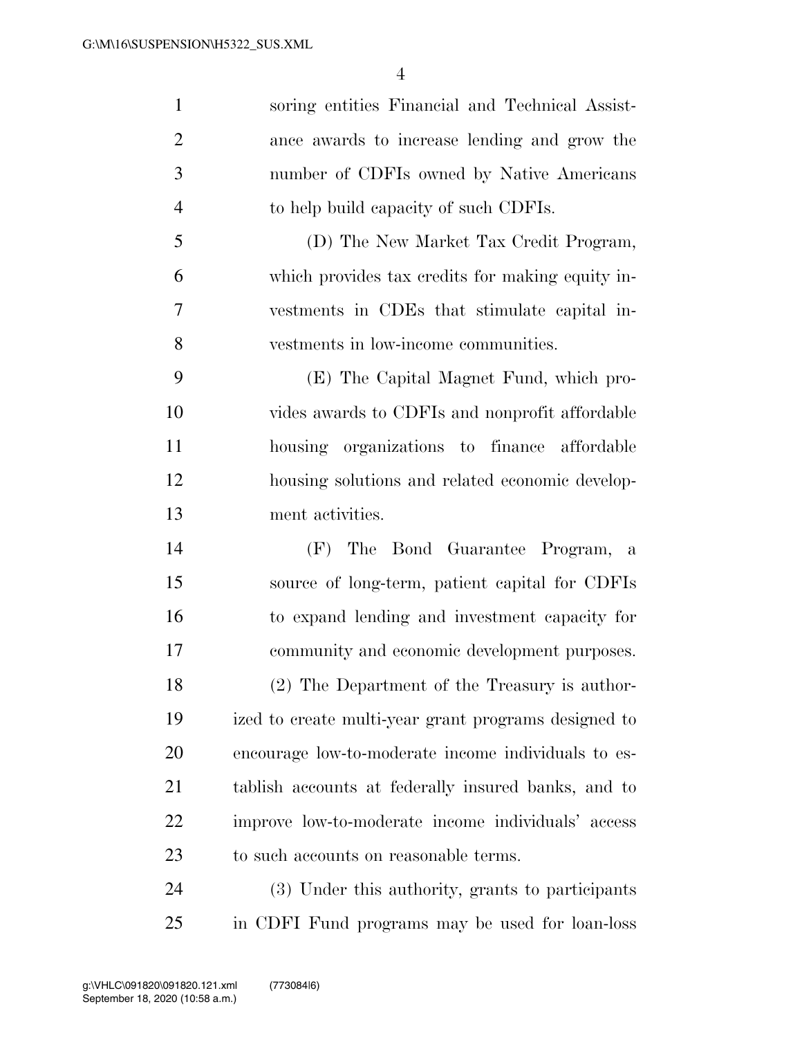soring entities Financial and Technical Assistance awards to increase lending and grow the number of CDFIs owned by Native Americans to help build capacity of such CDFIs.

(D) The New Market Tax Credit Program, which provides tax credits for making equity investments in CDEs that stimulate capital investments in low-income communities.

(E) The Capital Magnet Fund, which provides awards to CDFIs and nonprofit affordable housing organizations to finance affordable housing solutions and related economic development activities.

(F) The Bond Guarantee Program, a source of long-term, patient capital for CDFIs to expand lending and investment capacity for community and economic development purposes.

(2) The Department of the Treasury is authorized to create multi-year grant programs designed to encourage low-to-moderate income individuals to establish accounts at federally insured banks, and to improve low-to-moderate income individuals' access to such accounts on reasonable terms.

(3) Under this authority, grants to participants in CDFI Fund programs may be used for loan-loss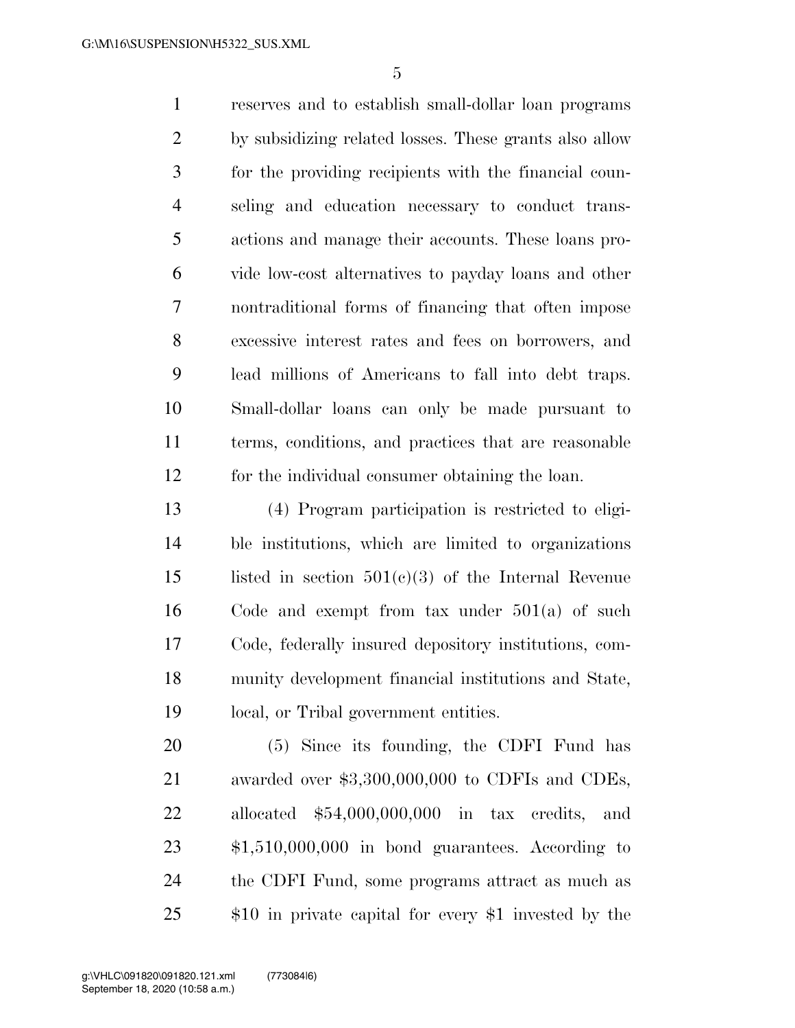reserves and to establish small-dollar loan programs by subsidizing related losses. These grants also allow for the providing recipients with the financial counseling and education necessary to conduct transactions and manage their accounts. These loans provide low-cost alternatives to payday loans and other nontraditional forms of financing that often impose excessive interest rates and fees on borrowers, and lead millions of Americans to fall into debt traps. Small-dollar loans can only be made pursuant to terms, conditions, and practices that are reasonable for the individual consumer obtaining the loan.

(4) Program participation is restricted to eligible institutions, which are limited to organizations listed in section 501(c)(3) of the Internal Revenue Code and exempt from tax under 501(a) of such Code, federally insured depository institutions, community development financial institutions and State, local, or Tribal government entities.

(5) Since its founding, the CDFI Fund has awarded over $3,300,000,000 to CDFIs and CDEs, allocated $54,000,000,000 in tax credits, and $1,510,000,000 in bond guarantees. According to the CDFI Fund, some programs attract as much as $10 in private capital for every $1 invested by the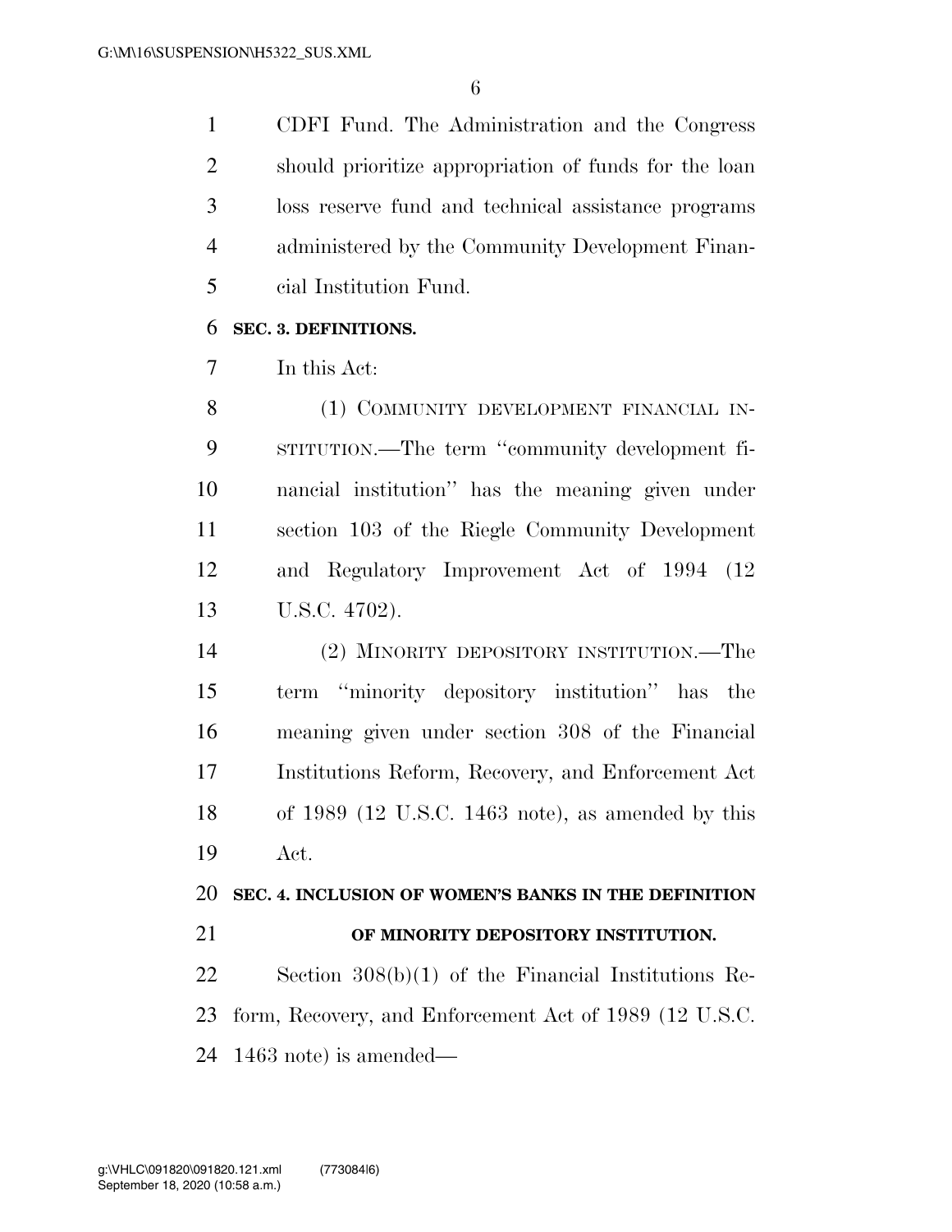CDFI Fund. The Administration and the Congress should prioritize appropriation of funds for the loan loss reserve fund and technical assistance programs administered by the Community Development Financial Institution Fund.

**SEC. 3. DEFINITIONS.**

In this Act:

(1) COMMUNITY DEVELOPMENT FINANCIAL INSTITUTION.—The term ''community development financial institution'' has the meaning given under section 103 of the Riegle Community Development and Regulatory Improvement Act of 1994 (12 U.S.C. 4702).

(2) MINORITY DEPOSITORY INSTITUTION.—The term ''minority depository institution'' has the meaning given under section 308 of the Financial Institutions Reform, Recovery, and Enforcement Act of 1989 (12 U.S.C. 1463 note), as amended by this Act.

**SEC. 4. INCLUSION OF WOMEN'S BANKS IN THE DEFINITION OF MINORITY DEPOSITORY INSTITUTION.**

Section 308(b)(1) of the Financial Institutions Reform, Recovery, and Enforcement Act of 1989 (12 U.S.C. 1463 note) is amended—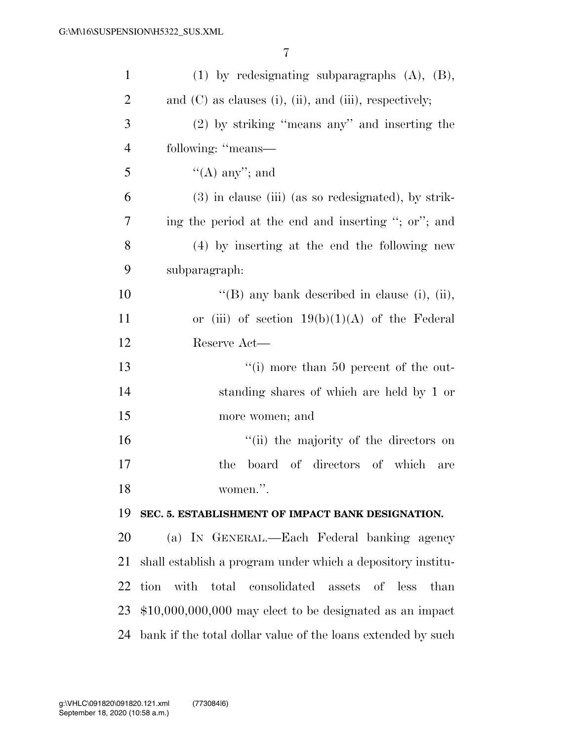(1) by redesignating subparagraphs (A), (B), and (C) as clauses (i), (ii), and (iii), respectively;

(2) by striking "means any" and inserting the following: "means—

"(A) any"; and

(3) in clause (iii) (as so redesignated), by striking the period at the end and inserting "; or"; and

(4) by inserting at the end the following new subparagraph:

"(B) any bank described in clause (i), (ii), or (iii) of section 19(b)(1)(A) of the Federal Reserve Act—

"(i) more than 50 percent of the outstanding shares of which are held by 1 or more women; and

"(ii) the majority of the directors on the board of directors of which are women.".

**SEC. 5. ESTABLISHMENT OF IMPACT BANK DESIGNATION.**

(a) IN GENERAL.—Each Federal banking agency shall establish a program under which a depository institution with total consolidated assets of less than $10,000,000,000 may elect to be designated as an impact bank if the total dollar value of the loans extended by such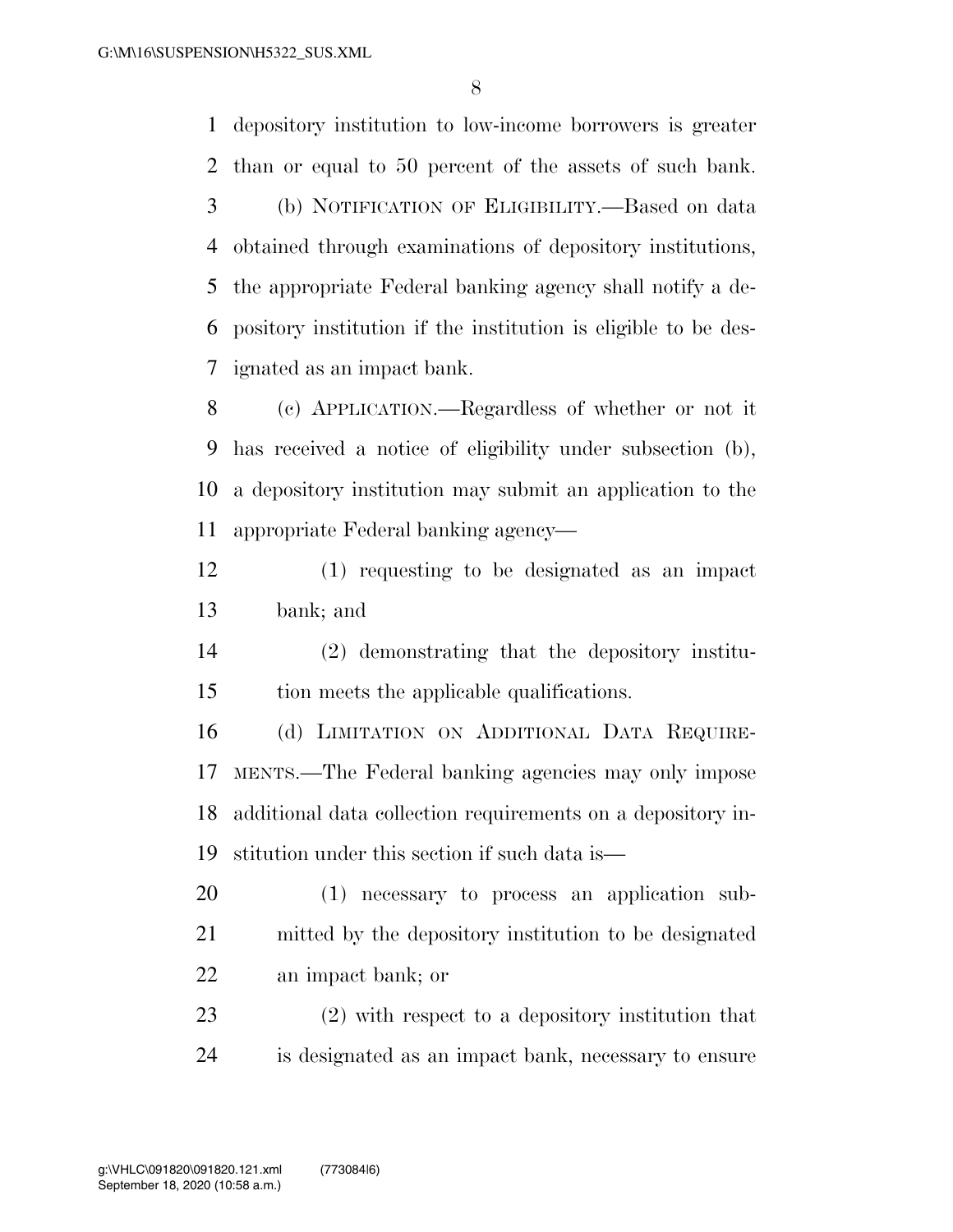depository institution to low-income borrowers is greater than or equal to 50 percent of the assets of such bank.

(b) NOTIFICATION OF ELIGIBILITY.—Based on data obtained through examinations of depository institutions, the appropriate Federal banking agency shall notify a depository institution if the institution is eligible to be designated as an impact bank.

(c) APPLICATION.—Regardless of whether or not it has received a notice of eligibility under subsection (b), a depository institution may submit an application to the appropriate Federal banking agency—

(1) requesting to be designated as an impact bank; and

(2) demonstrating that the depository institution meets the applicable qualifications.

(d) LIMITATION ON ADDITIONAL DATA REQUIREMENTS.—The Federal banking agencies may only impose additional data collection requirements on a depository institution under this section if such data is—

(1) necessary to process an application submitted by the depository institution to be designated an impact bank; or

(2) with respect to a depository institution that is designated as an impact bank, necessary to ensure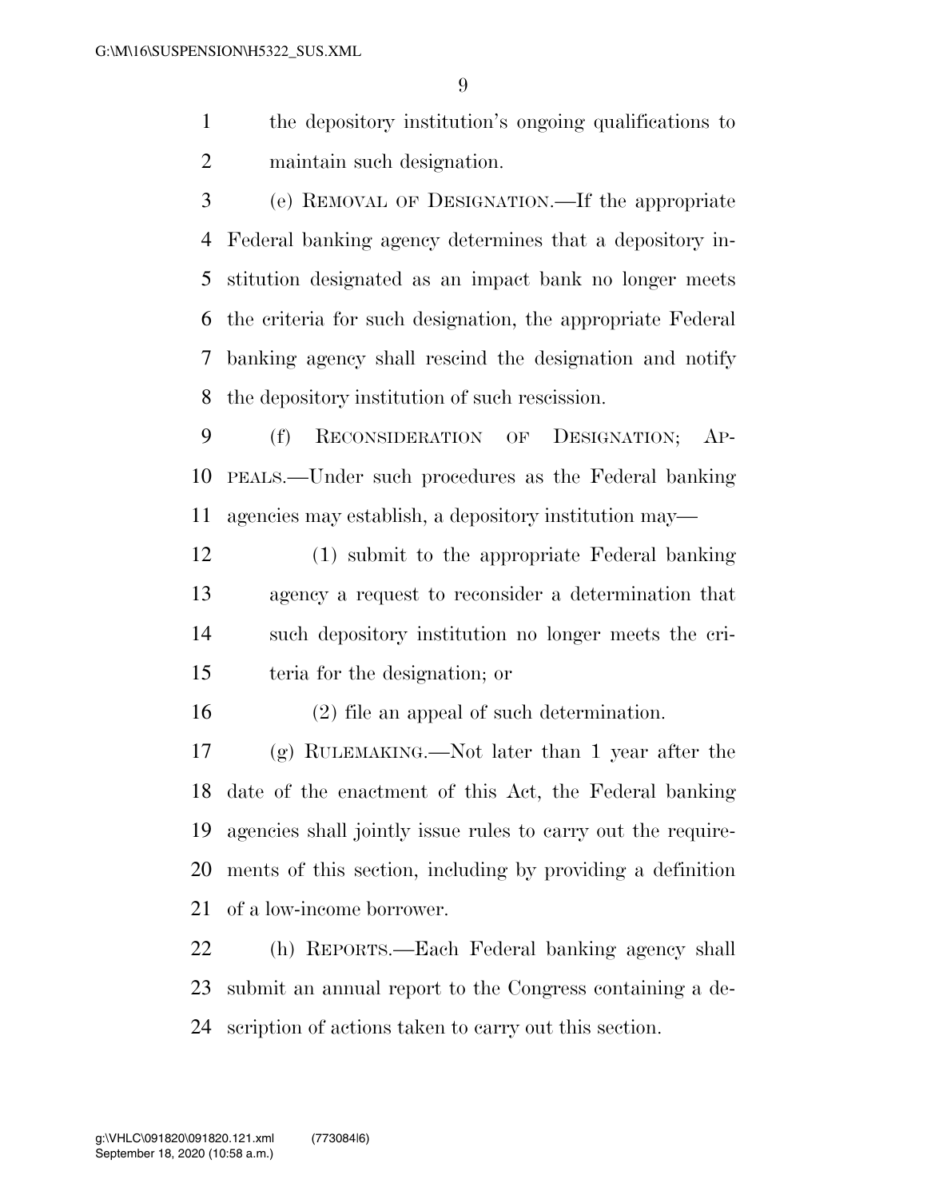the depository institution's ongoing qualifications to maintain such designation.

(e) REMOVAL OF DESIGNATION.—If the appropriate Federal banking agency determines that a depository institution designated as an impact bank no longer meets the criteria for such designation, the appropriate Federal banking agency shall rescind the designation and notify the depository institution of such rescission.

(f) RECONSIDERATION OF DESIGNATION; APPEALS.—Under such procedures as the Federal banking agencies may establish, a depository institution may—

(1) submit to the appropriate Federal banking agency a request to reconsider a determination that such depository institution no longer meets the criteria for the designation; or

(2) file an appeal of such determination.

(g) RULEMAKING.—Not later than 1 year after the date of the enactment of this Act, the Federal banking agencies shall jointly issue rules to carry out the requirements of this section, including by providing a definition of a low-income borrower.

(h) REPORTS.—Each Federal banking agency shall submit an annual report to the Congress containing a description of actions taken to carry out this section.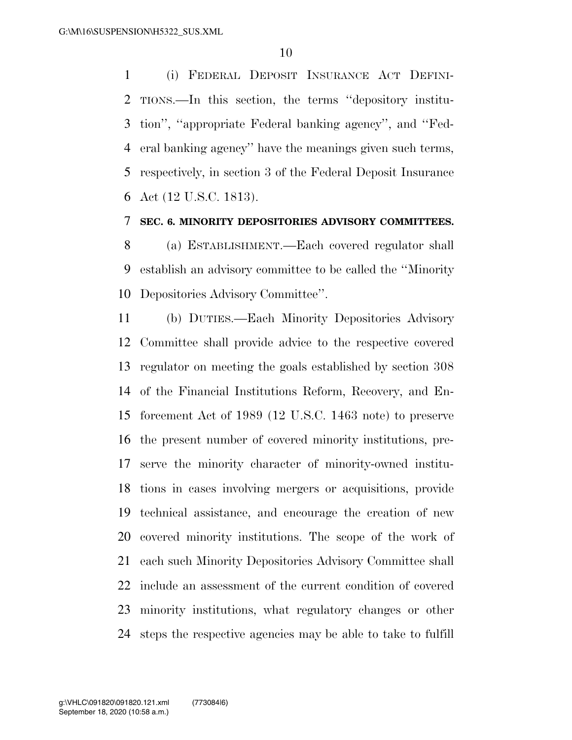(i) FEDERAL DEPOSIT INSURANCE ACT DEFINITIONS.—In this section, the terms ''depository institution'', ''appropriate Federal banking agency'', and ''Federal banking agency'' have the meanings given such terms, respectively, in section 3 of the Federal Deposit Insurance Act (12 U.S.C. 1813).

**SEC. 6. MINORITY DEPOSITORIES ADVISORY COMMITTEES.**

(a) ESTABLISHMENT.—Each covered regulator shall establish an advisory committee to be called the ''Minority Depositories Advisory Committee''.

(b) DUTIES.—Each Minority Depositories Advisory Committee shall provide advice to the respective covered regulator on meeting the goals established by section 308 of the Financial Institutions Reform, Recovery, and Enforcement Act of 1989 (12 U.S.C. 1463 note) to preserve the present number of covered minority institutions, preserve the minority character of minority-owned institutions in cases involving mergers or acquisitions, provide technical assistance, and encourage the creation of new covered minority institutions. The scope of the work of each such Minority Depositories Advisory Committee shall include an assessment of the current condition of covered minority institutions, what regulatory changes or other steps the respective agencies may be able to take to fulfill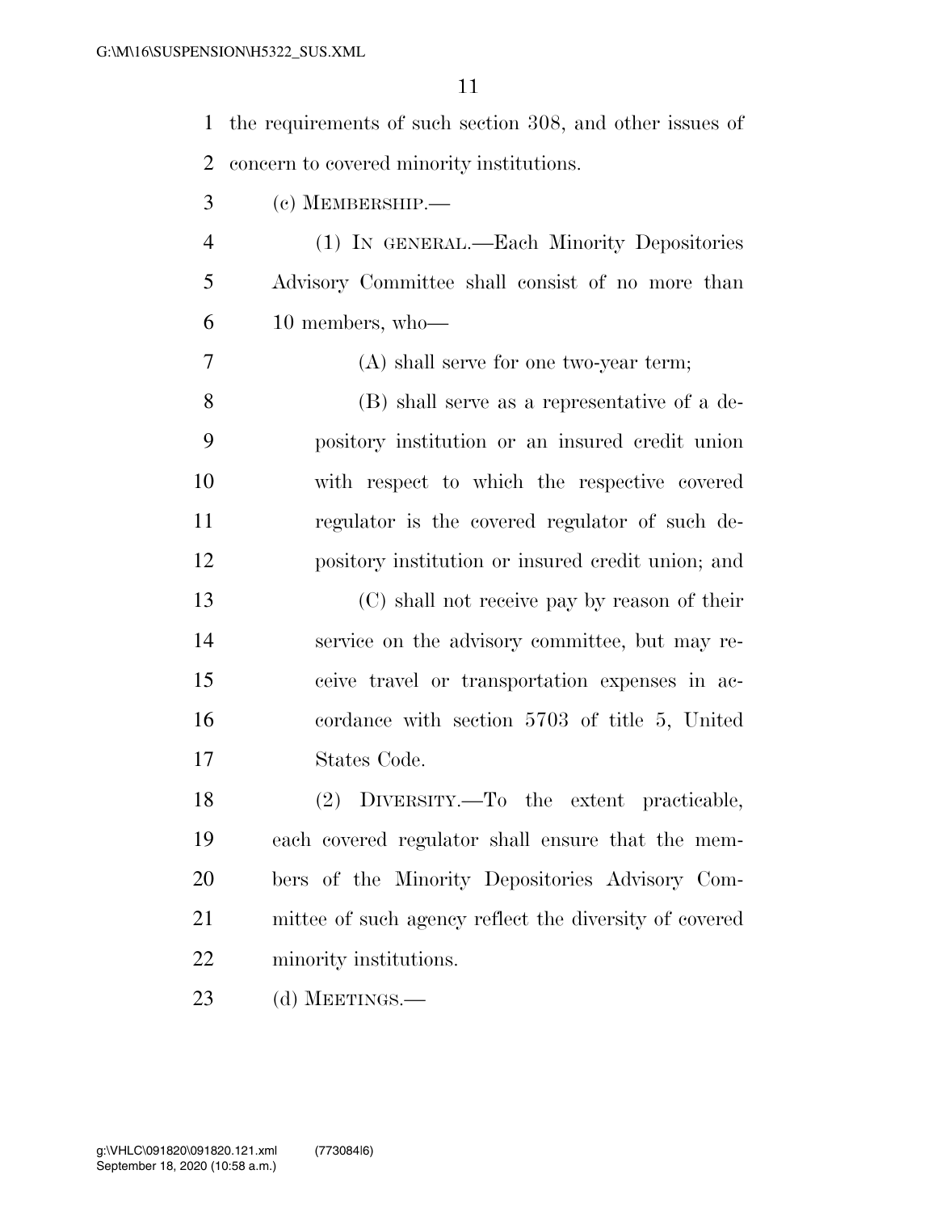the requirements of such section 308, and other issues of concern to covered minority institutions.

(c) MEMBERSHIP.—

(1) IN GENERAL.—Each Minority Depositories Advisory Committee shall consist of no more than 10 members, who—

(A) shall serve for one two-year term;

(B) shall serve as a representative of a depository institution or an insured credit union with respect to which the respective covered regulator is the covered regulator of such depository institution or insured credit union; and

(C) shall not receive pay by reason of their service on the advisory committee, but may receive travel or transportation expenses in accordance with section 5703 of title 5, United States Code.

(2) DIVERSITY.—To the extent practicable, each covered regulator shall ensure that the members of the Minority Depositories Advisory Committee of such agency reflect the diversity of covered minority institutions.

(d) MEETINGS.—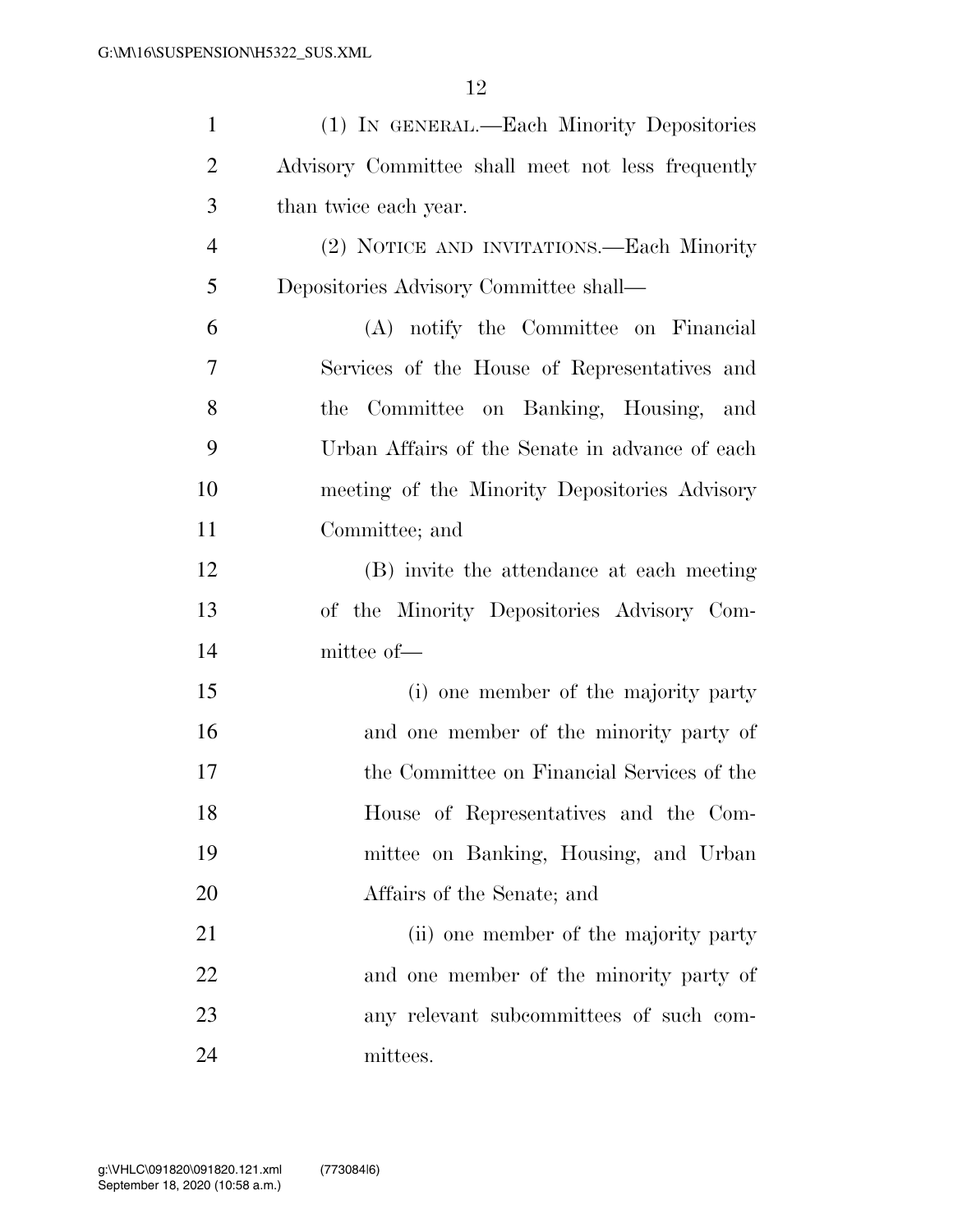(1) IN GENERAL.—Each Minority Depositories Advisory Committee shall meet not less frequently than twice each year.

(2) NOTICE AND INVITATIONS.—Each Minority Depositories Advisory Committee shall—

(A) notify the Committee on Financial Services of the House of Representatives and the Committee on Banking, Housing, and Urban Affairs of the Senate in advance of each meeting of the Minority Depositories Advisory Committee; and

(B) invite the attendance at each meeting of the Minority Depositories Advisory Committee of—

(i) one member of the majority party and one member of the minority party of the Committee on Financial Services of the House of Representatives and the Committee on Banking, Housing, and Urban Affairs of the Senate; and

(ii) one member of the majority party and one member of the minority party of any relevant subcommittees of such committees.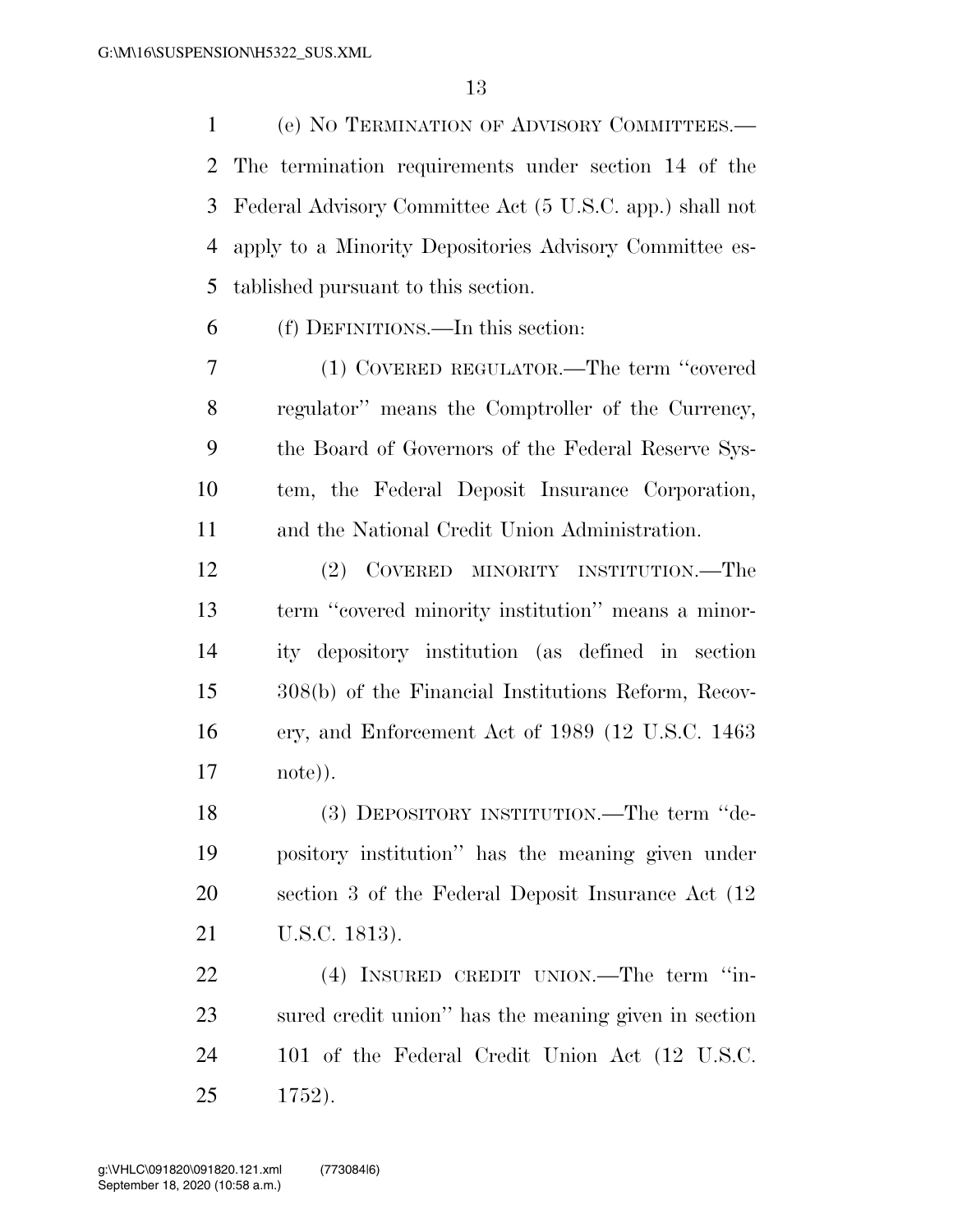(e) NO TERMINATION OF ADVISORY COMMITTEES.—The termination requirements under section 14 of the Federal Advisory Committee Act (5 U.S.C. app.) shall not apply to a Minority Depositories Advisory Committee established pursuant to this section.

(f) DEFINITIONS.—In this section:

(1) COVERED REGULATOR.—The term ''covered regulator'' means the Comptroller of the Currency, the Board of Governors of the Federal Reserve System, the Federal Deposit Insurance Corporation, and the National Credit Union Administration.

(2) COVERED MINORITY INSTITUTION.—The term ''covered minority institution'' means a minority depository institution (as defined in section 308(b) of the Financial Institutions Reform, Recovery, and Enforcement Act of 1989 (12 U.S.C. 1463 note)).

(3) DEPOSITORY INSTITUTION.—The term ''depository institution'' has the meaning given under section 3 of the Federal Deposit Insurance Act (12 U.S.C. 1813).

(4) INSURED CREDIT UNION.—The term ''insured credit union'' has the meaning given in section 101 of the Federal Credit Union Act (12 U.S.C. 1752).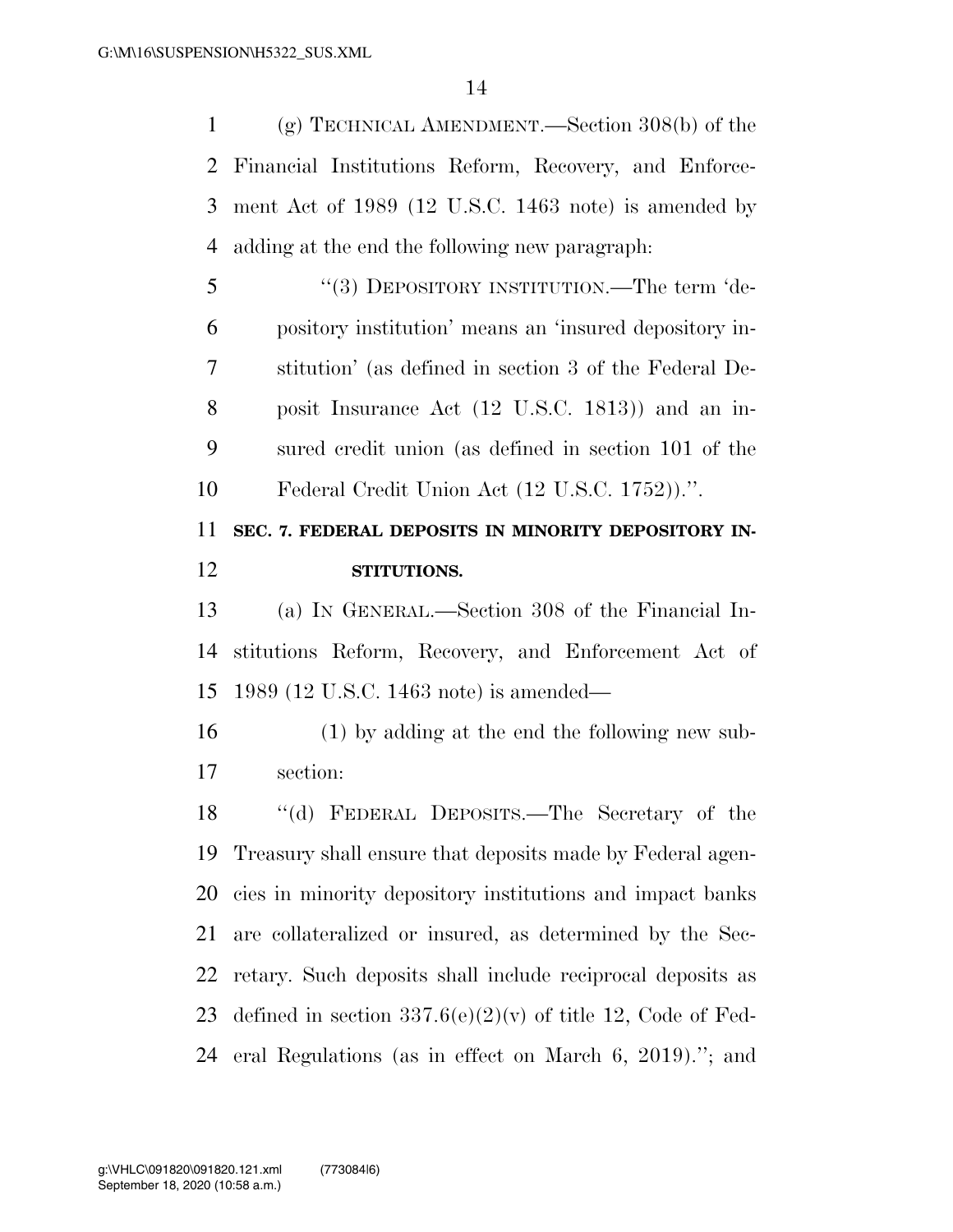(g) TECHNICAL AMENDMENT.—Section 308(b) of the Financial Institutions Reform, Recovery, and Enforcement Act of 1989 (12 U.S.C. 1463 note) is amended by adding at the end the following new paragraph:

"(3) DEPOSITORY INSTITUTION.—The term 'depository institution' means an 'insured depository institution' (as defined in section 3 of the Federal Deposit Insurance Act (12 U.S.C. 1813)) and an insured credit union (as defined in section 101 of the Federal Credit Union Act (12 U.S.C. 1752)).".

**SEC. 7. FEDERAL DEPOSITS IN MINORITY DEPOSITORY INSTITUTIONS.**

(a) IN GENERAL.—Section 308 of the Financial Institutions Reform, Recovery, and Enforcement Act of 1989 (12 U.S.C. 1463 note) is amended—

(1) by adding at the end the following new subsection:

"(d) FEDERAL DEPOSITS.—The Secretary of the Treasury shall ensure that deposits made by Federal agencies in minority depository institutions and impact banks are collateralized or insured, as determined by the Secretary. Such deposits shall include reciprocal deposits as defined in section 337.6(e)(2)(v) of title 12, Code of Federal Regulations (as in effect on March 6, 2019)."; and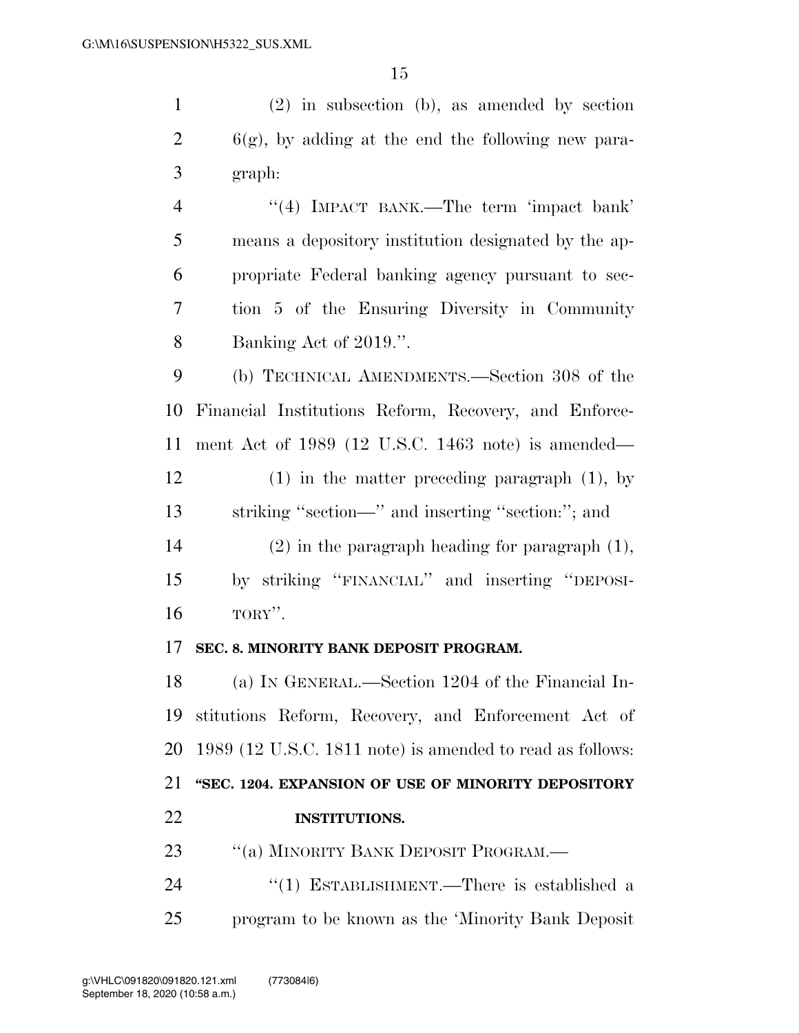(2) in subsection (b), as amended by section 6(g), by adding at the end the following new paragraph:

''(4) IMPACT BANK.—The term 'impact bank' means a depository institution designated by the appropriate Federal banking agency pursuant to section 5 of the Ensuring Diversity in Community Banking Act of 2019.''.

(b) TECHNICAL AMENDMENTS.—Section 308 of the Financial Institutions Reform, Recovery, and Enforcement Act of 1989 (12 U.S.C. 1463 note) is amended—

(1) in the matter preceding paragraph (1), by striking ''section—'' and inserting ''section:''; and

(2) in the paragraph heading for paragraph (1), by striking ''FINANCIAL'' and inserting ''DEPOSITORY''.

**SEC. 8. MINORITY BANK DEPOSIT PROGRAM.**

(a) IN GENERAL.—Section 1204 of the Financial Institutions Reform, Recovery, and Enforcement Act of 1989 (12 U.S.C. 1811 note) is amended to read as follows:

**''SEC. 1204. EXPANSION OF USE OF MINORITY DEPOSITORY INSTITUTIONS.**

''(a) MINORITY BANK DEPOSIT PROGRAM.—

''(1) ESTABLISHMENT.—There is established a program to be known as the 'Minority Bank Deposit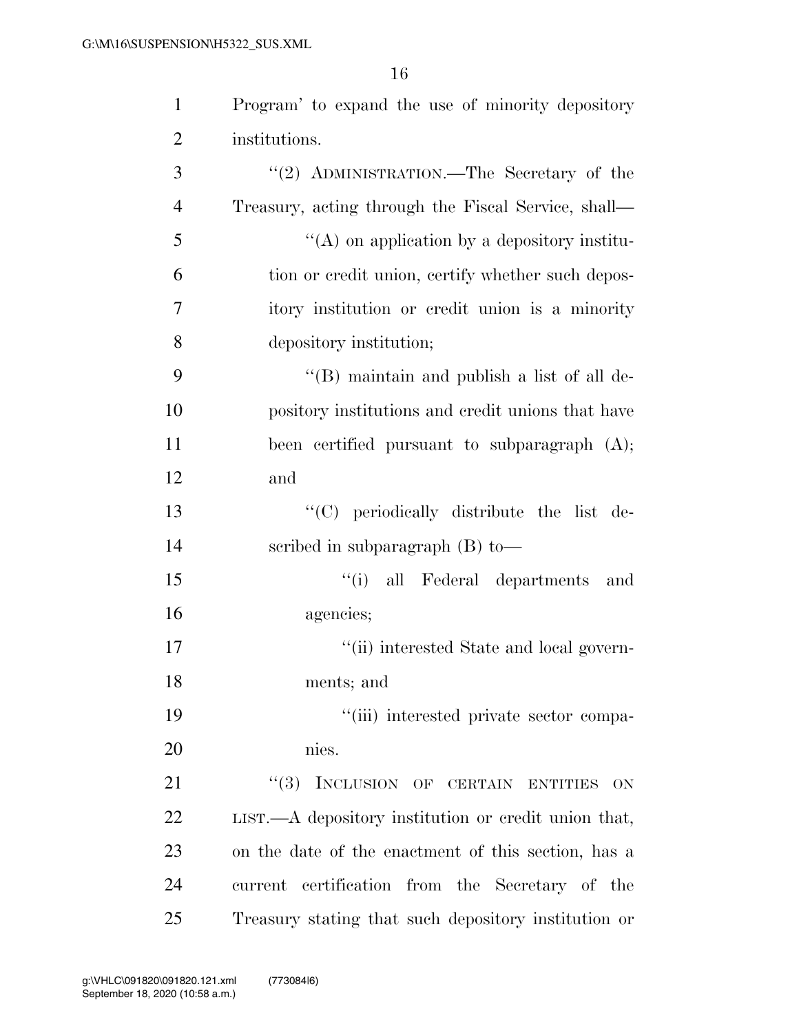Program' to expand the use of minority depository institutions.

"(2) ADMINISTRATION.—The Secretary of the Treasury, acting through the Fiscal Service, shall—

"(A) on application by a depository institution or credit union, certify whether such depository institution or credit union is a minority depository institution;

"(B) maintain and publish a list of all depository institutions and credit unions that have been certified pursuant to subparagraph (A); and

"(C) periodically distribute the list described in subparagraph (B) to—

"(i) all Federal departments and agencies;

"(ii) interested State and local governments; and

"(iii) interested private sector companies.

"(3) INCLUSION OF CERTAIN ENTITIES ON LIST.—A depository institution or credit union that, on the date of the enactment of this section, has a current certification from the Secretary of the Treasury stating that such depository institution or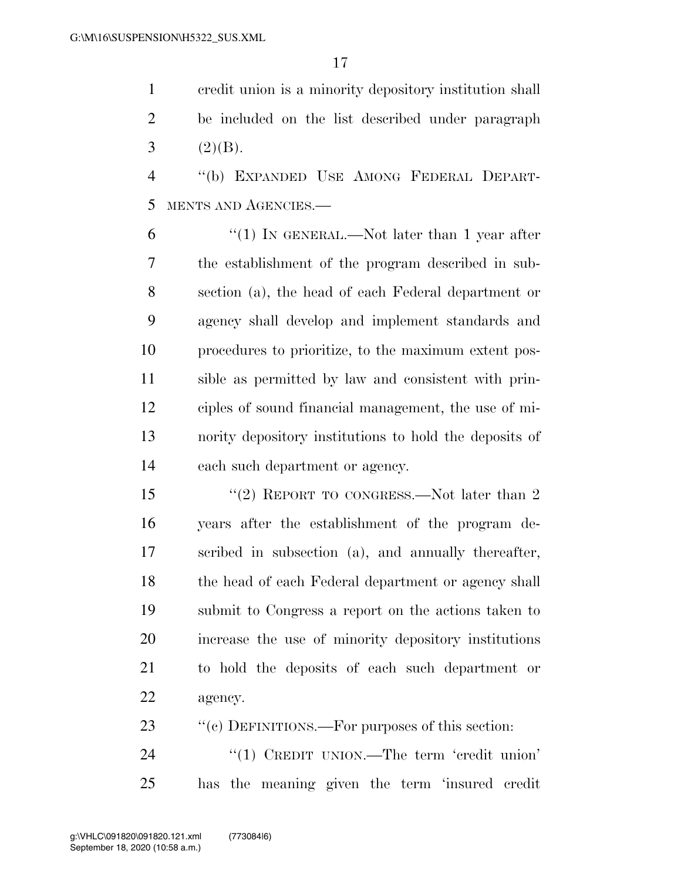credit union is a minority depository institution shall be included on the list described under paragraph (2)(B).

"(b) EXPANDED USE AMONG FEDERAL DEPARTMENTS AND AGENCIES.—

"(1) IN GENERAL.—Not later than 1 year after the establishment of the program described in subsection (a), the head of each Federal department or agency shall develop and implement standards and procedures to prioritize, to the maximum extent possible as permitted by law and consistent with principles of sound financial management, the use of minority depository institutions to hold the deposits of each such department or agency.

"(2) REPORT TO CONGRESS.—Not later than 2 years after the establishment of the program described in subsection (a), and annually thereafter, the head of each Federal department or agency shall submit to Congress a report on the actions taken to increase the use of minority depository institutions to hold the deposits of each such department or agency.

"(c) DEFINITIONS.—For purposes of this section:

"(1) CREDIT UNION.—The term 'credit union' has the meaning given the term 'insured credit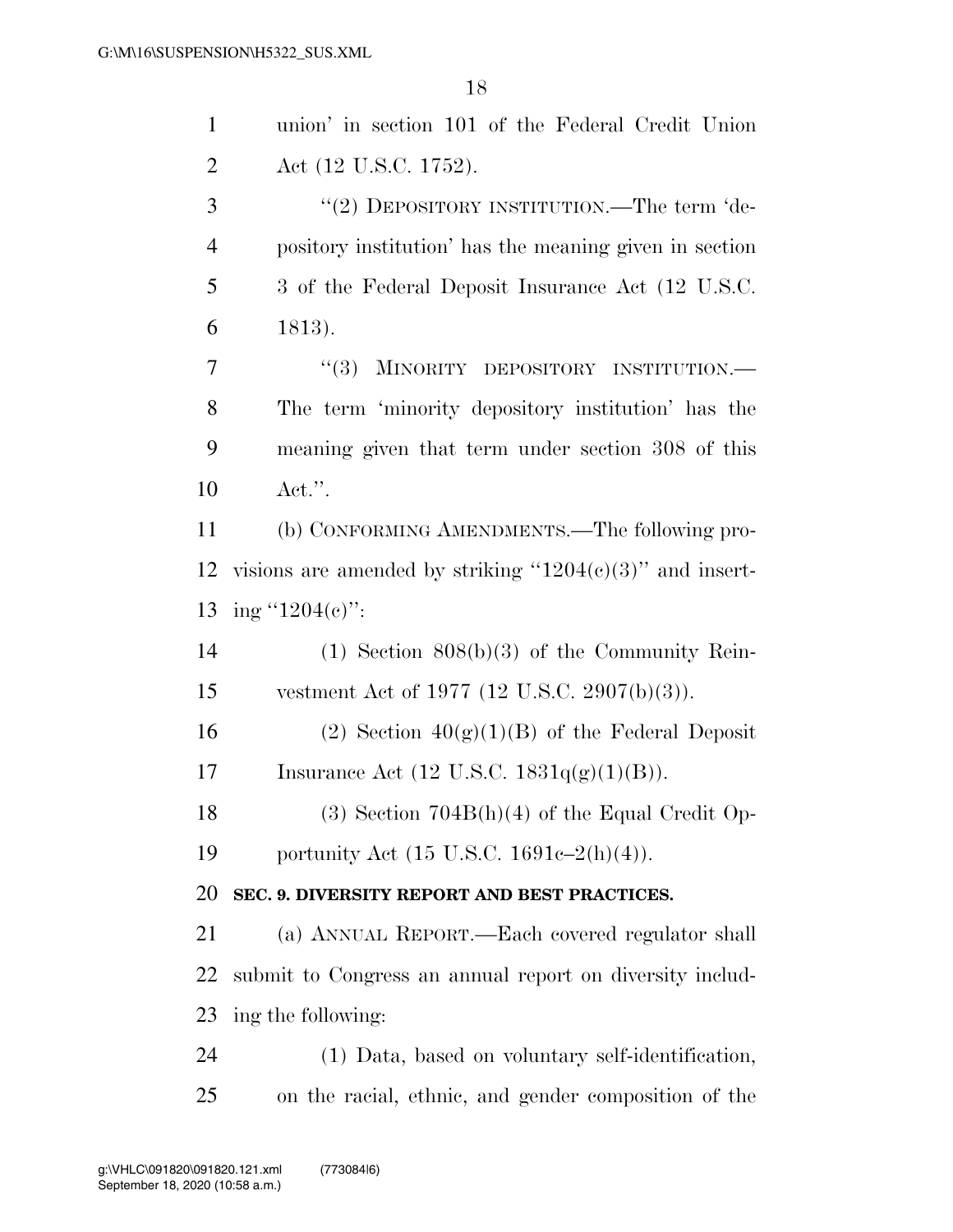union' in section 101 of the Federal Credit Union Act (12 U.S.C. 1752).

"(2) DEPOSITORY INSTITUTION.—The term 'depository institution' has the meaning given in section 3 of the Federal Deposit Insurance Act (12 U.S.C. 1813).

"(3) MINORITY DEPOSITORY INSTITUTION.—The term 'minority depository institution' has the meaning given that term under section 308 of this Act.".

(b) CONFORMING AMENDMENTS.—The following provisions are amended by striking "1204(c)(3)" and inserting "1204(c)":

(1) Section 808(b)(3) of the Community Reinvestment Act of 1977 (12 U.S.C. 2907(b)(3)).

(2) Section 40(g)(1)(B) of the Federal Deposit Insurance Act (12 U.S.C. 1831q(g)(1)(B)).

(3) Section 704B(h)(4) of the Equal Credit Opportunity Act (15 U.S.C. 1691c–2(h)(4)).

**SEC. 9. DIVERSITY REPORT AND BEST PRACTICES.**

(a) ANNUAL REPORT.—Each covered regulator shall submit to Congress an annual report on diversity including the following:

(1) Data, based on voluntary self-identification, on the racial, ethnic, and gender composition of the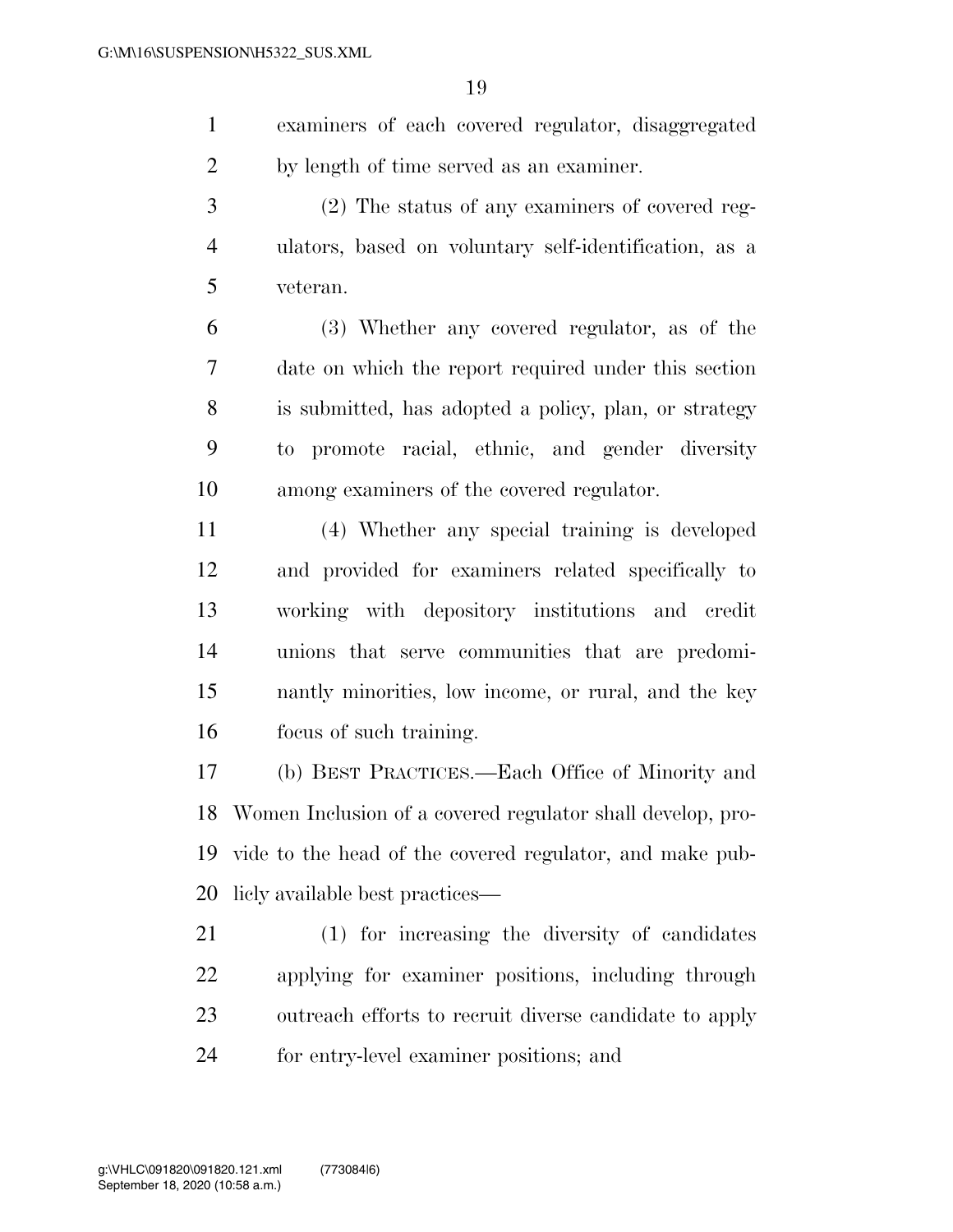examiners of each covered regulator, disaggregated by length of time served as an examiner.

(2) The status of any examiners of covered regulators, based on voluntary self-identification, as a veteran.

(3) Whether any covered regulator, as of the date on which the report required under this section is submitted, has adopted a policy, plan, or strategy to promote racial, ethnic, and gender diversity among examiners of the covered regulator.

(4) Whether any special training is developed and provided for examiners related specifically to working with depository institutions and credit unions that serve communities that are predominantly minorities, low income, or rural, and the key focus of such training.

(b) BEST PRACTICES.—Each Office of Minority and Women Inclusion of a covered regulator shall develop, provide to the head of the covered regulator, and make publicly available best practices—

(1) for increasing the diversity of candidates applying for examiner positions, including through outreach efforts to recruit diverse candidate to apply for entry-level examiner positions; and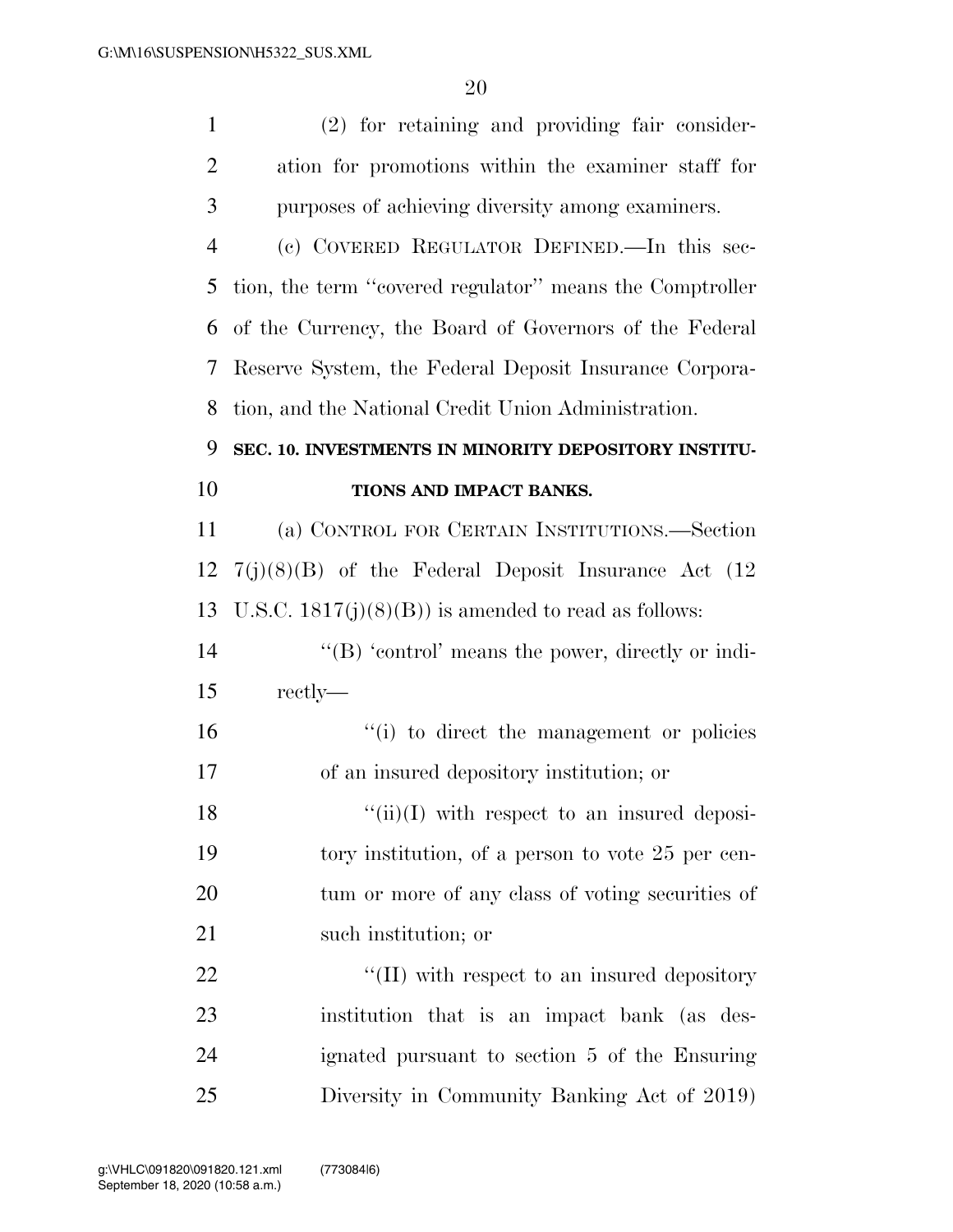(2) for retaining and providing fair consideration for promotions within the examiner staff for purposes of achieving diversity among examiners.

(c) COVERED REGULATOR DEFINED.—In this section, the term ''covered regulator'' means the Comptroller of the Currency, the Board of Governors of the Federal Reserve System, the Federal Deposit Insurance Corporation, and the National Credit Union Administration.

**SEC. 10. INVESTMENTS IN MINORITY DEPOSITORY INSTITUTIONS AND IMPACT BANKS.**

(a) CONTROL FOR CERTAIN INSTITUTIONS.—Section 7(j)(8)(B) of the Federal Deposit Insurance Act (12 U.S.C. 1817(j)(8)(B)) is amended to read as follows:

''(B) 'control' means the power, directly or indirectly—

''(i) to direct the management or policies of an insured depository institution; or

''(ii)(I) with respect to an insured depository institution, of a person to vote 25 per centum or more of any class of voting securities of such institution; or

''(II) with respect to an insured depository institution that is an impact bank (as designated pursuant to section 5 of the Ensuring Diversity in Community Banking Act of 2019)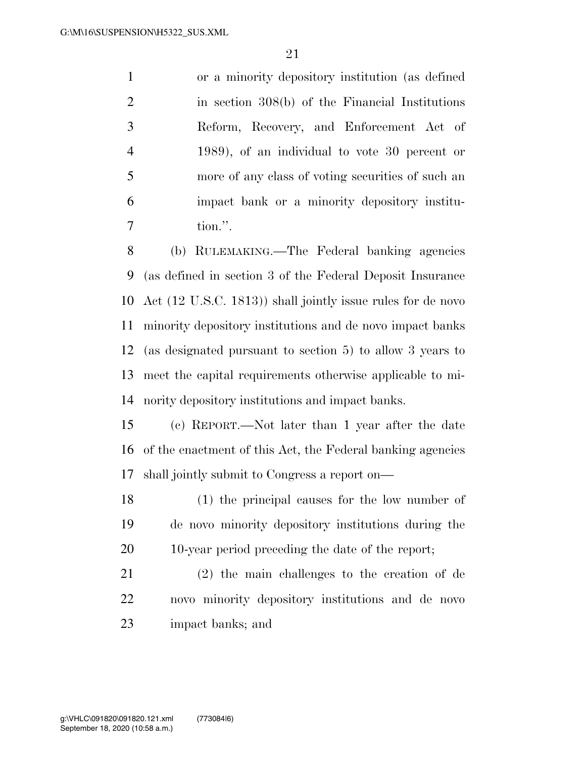or a minority depository institution (as defined in section 308(b) of the Financial Institutions Reform, Recovery, and Enforcement Act of 1989), of an individual to vote 30 percent or more of any class of voting securities of such an impact bank or a minority depository institution.''.

(b) RULEMAKING.—The Federal banking agencies (as defined in section 3 of the Federal Deposit Insurance Act (12 U.S.C. 1813)) shall jointly issue rules for de novo minority depository institutions and de novo impact banks (as designated pursuant to section 5) to allow 3 years to meet the capital requirements otherwise applicable to minority depository institutions and impact banks.

(c) REPORT.—Not later than 1 year after the date of the enactment of this Act, the Federal banking agencies shall jointly submit to Congress a report on—

(1) the principal causes for the low number of de novo minority depository institutions during the 10-year period preceding the date of the report;

(2) the main challenges to the creation of de novo minority depository institutions and de novo impact banks; and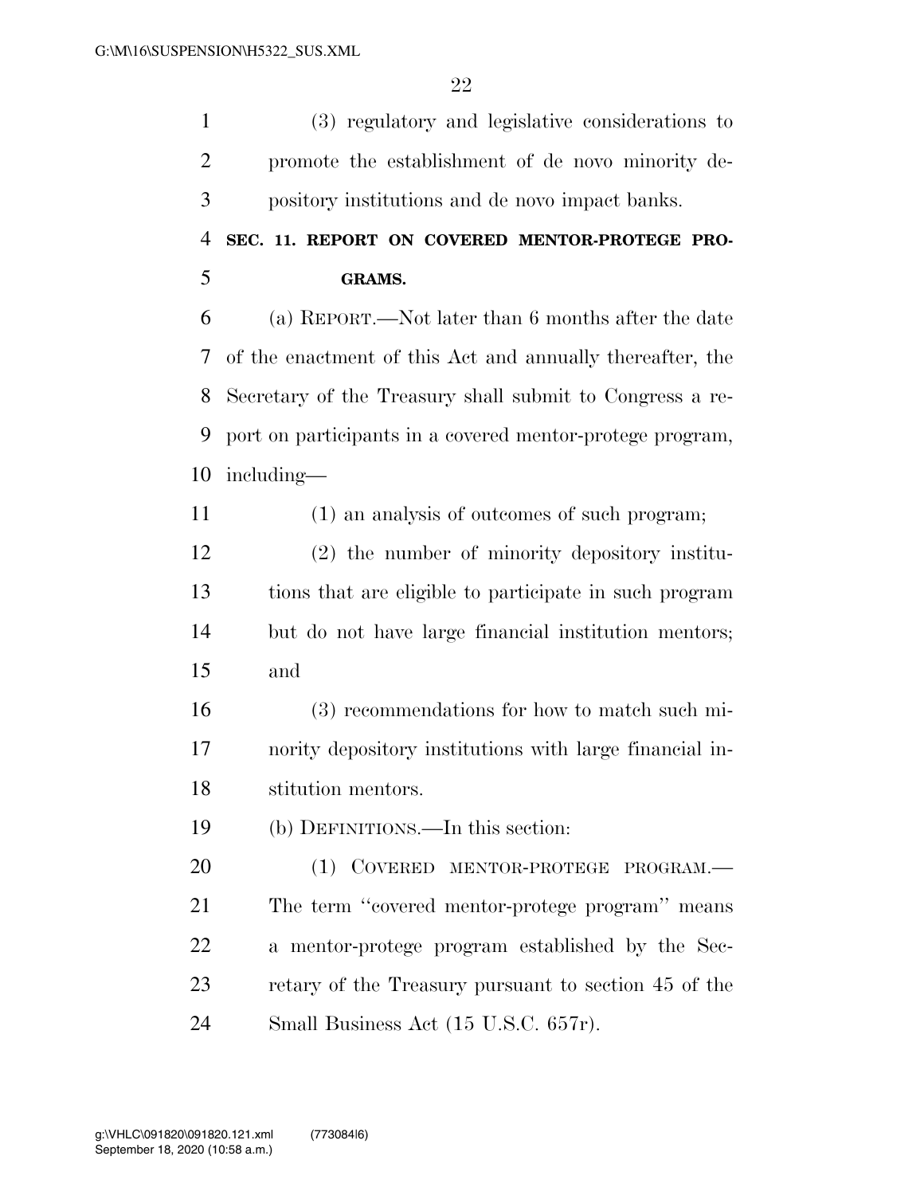(3) regulatory and legislative considerations to promote the establishment of de novo minority depository institutions and de novo impact banks.

**SEC. 11. REPORT ON COVERED MENTOR-PROTEGE PROGRAMS.**

(a) REPORT.—Not later than 6 months after the date of the enactment of this Act and annually thereafter, the Secretary of the Treasury shall submit to Congress a report on participants in a covered mentor-protege program, including—

(1) an analysis of outcomes of such program;

(2) the number of minority depository institutions that are eligible to participate in such program but do not have large financial institution mentors; and

(3) recommendations for how to match such minority depository institutions with large financial institution mentors.

(b) DEFINITIONS.—In this section:

(1) COVERED MENTOR-PROTEGE PROGRAM.—The term ''covered mentor-protege program'' means a mentor-protege program established by the Secretary of the Treasury pursuant to section 45 of the Small Business Act (15 U.S.C. 657r).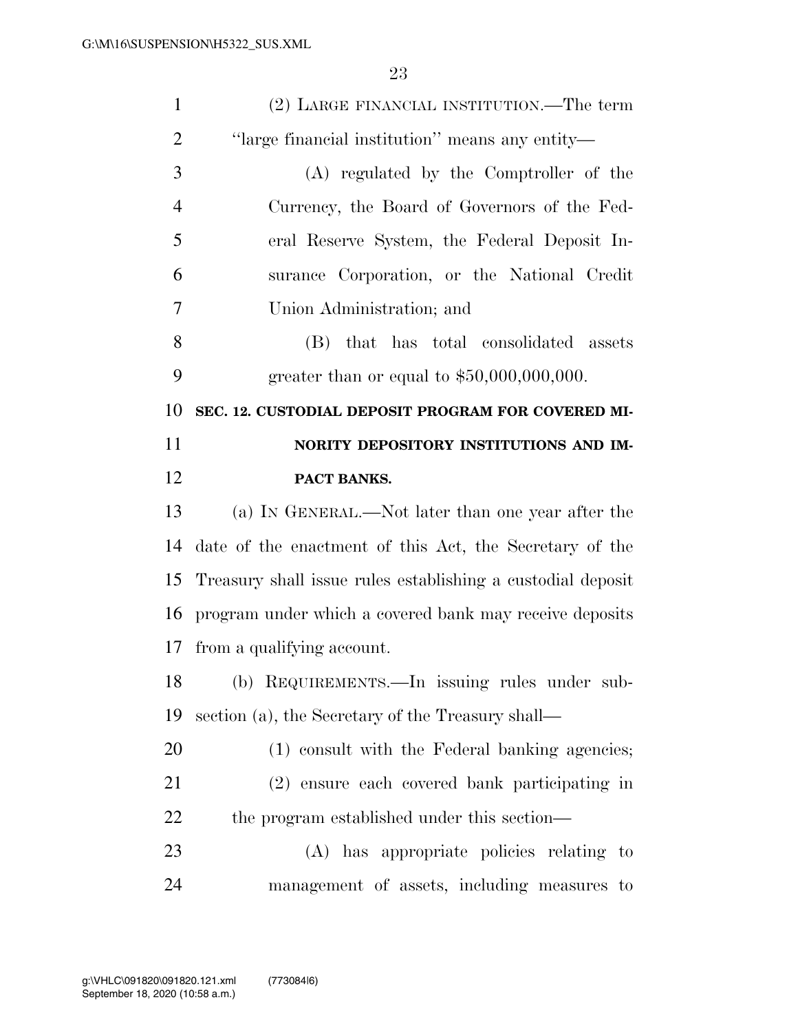(2) LARGE FINANCIAL INSTITUTION.—The term "large financial institution" means any entity—

(A) regulated by the Comptroller of the Currency, the Board of Governors of the Federal Reserve System, the Federal Deposit Insurance Corporation, or the National Credit Union Administration; and

(B) that has total consolidated assets greater than or equal to $50,000,000,000.

**SEC. 12. CUSTODIAL DEPOSIT PROGRAM FOR COVERED MINORITY DEPOSITORY INSTITUTIONS AND IMPACT BANKS.**

(a) IN GENERAL.—Not later than one year after the date of the enactment of this Act, the Secretary of the Treasury shall issue rules establishing a custodial deposit program under which a covered bank may receive deposits from a qualifying account.

(b) REQUIREMENTS.—In issuing rules under subsection (a), the Secretary of the Treasury shall—

(1) consult with the Federal banking agencies;

(2) ensure each covered bank participating in the program established under this section—

(A) has appropriate policies relating to management of assets, including measures to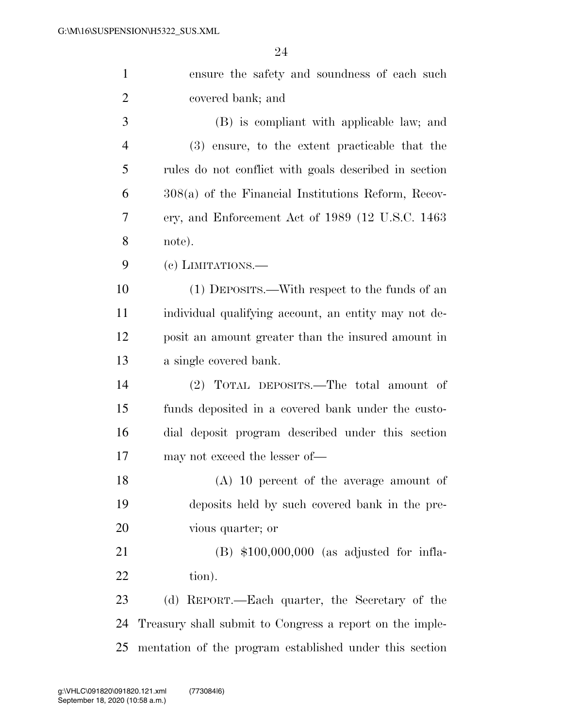ensure the safety and soundness of each such covered bank; and

(B) is compliant with applicable law; and

(3) ensure, to the extent practicable that the rules do not conflict with goals described in section 308(a) of the Financial Institutions Reform, Recovery, and Enforcement Act of 1989 (12 U.S.C. 1463 note).

(c) LIMITATIONS.—

(1) DEPOSITS.—With respect to the funds of an individual qualifying account, an entity may not deposit an amount greater than the insured amount in a single covered bank.

(2) TOTAL DEPOSITS.—The total amount of funds deposited in a covered bank under the custodial deposit program described under this section may not exceed the lesser of—

(A) 10 percent of the average amount of deposits held by such covered bank in the previous quarter; or

(B) $100,000,000 (as adjusted for inflation).

(d) REPORT.—Each quarter, the Secretary of the Treasury shall submit to Congress a report on the implementation of the program established under this section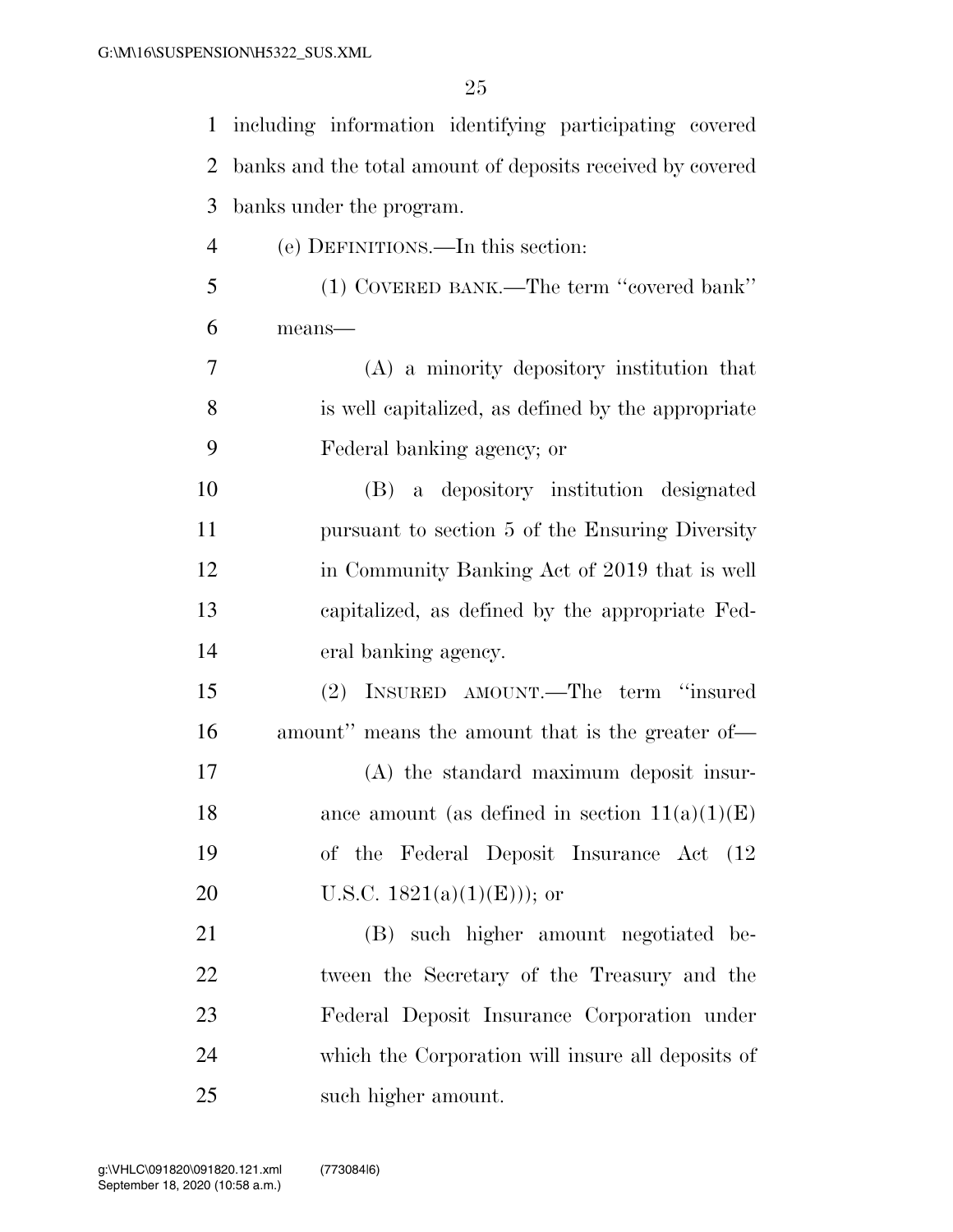including information identifying participating covered banks and the total amount of deposits received by covered banks under the program.

(e) DEFINITIONS.—In this section:

(1) COVERED BANK.—The term ''covered bank'' means—

(A) a minority depository institution that is well capitalized, as defined by the appropriate Federal banking agency; or

(B) a depository institution designated pursuant to section 5 of the Ensuring Diversity in Community Banking Act of 2019 that is well capitalized, as defined by the appropriate Federal banking agency.

(2) INSURED AMOUNT.—The term ''insured amount'' means the amount that is the greater of—

(A) the standard maximum deposit insurance amount (as defined in section 11(a)(1)(E) of the Federal Deposit Insurance Act (12 U.S.C. 1821(a)(1)(E))); or

(B) such higher amount negotiated between the Secretary of the Treasury and the Federal Deposit Insurance Corporation under which the Corporation will insure all deposits of such higher amount.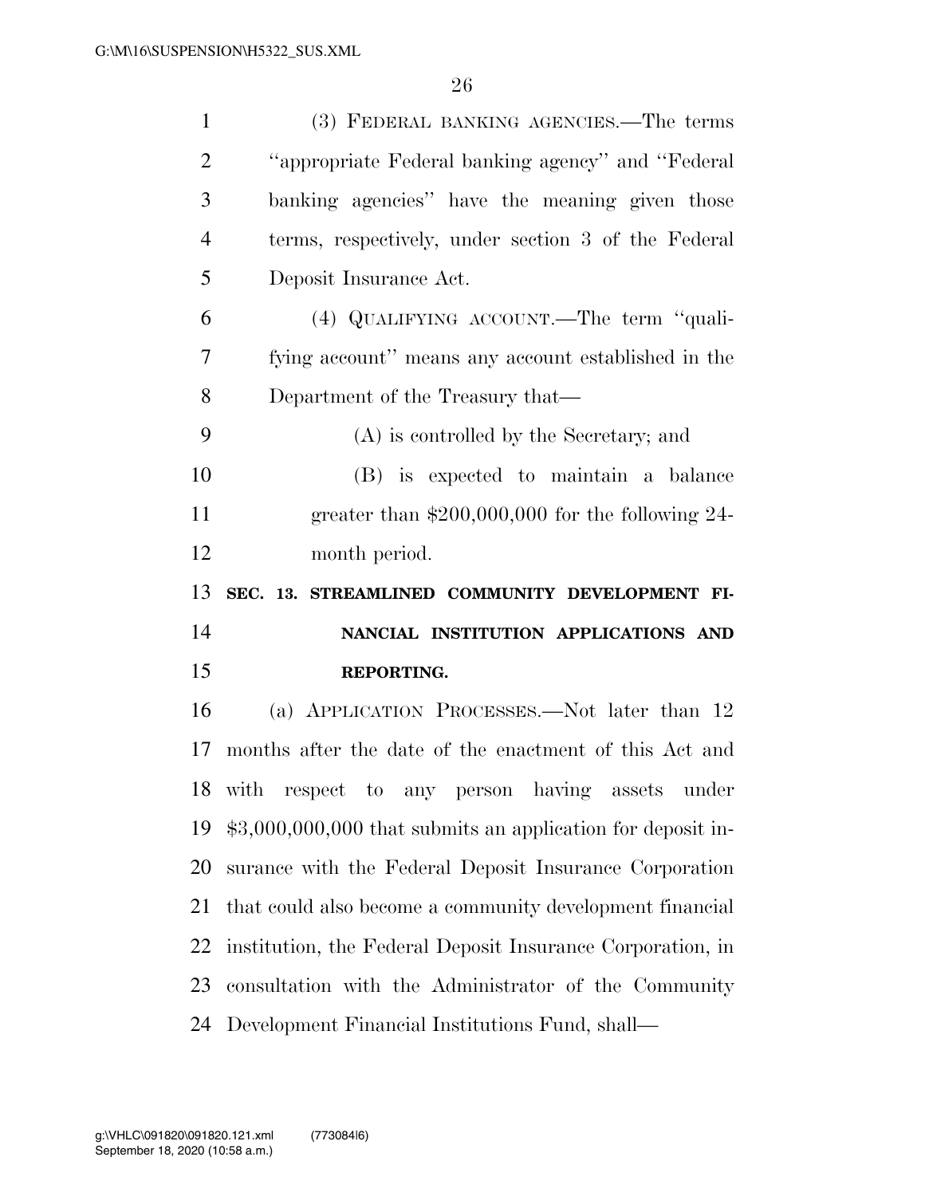(3) FEDERAL BANKING AGENCIES.—The terms ''appropriate Federal banking agency'' and ''Federal banking agencies'' have the meaning given those terms, respectively, under section 3 of the Federal Deposit Insurance Act.

(4) QUALIFYING ACCOUNT.—The term ''qualifying account'' means any account established in the Department of the Treasury that—

(A) is controlled by the Secretary; and

(B) is expected to maintain a balance greater than $200,000,000 for the following 24-month period.

**SEC. 13. STREAMLINED COMMUNITY DEVELOPMENT FINANCIAL INSTITUTION APPLICATIONS AND REPORTING.**

(a) APPLICATION PROCESSES.—Not later than 12 months after the date of the enactment of this Act and with respect to any person having assets under $3,000,000,000 that submits an application for deposit insurance with the Federal Deposit Insurance Corporation that could also become a community development financial institution, the Federal Deposit Insurance Corporation, in consultation with the Administrator of the Community Development Financial Institutions Fund, shall—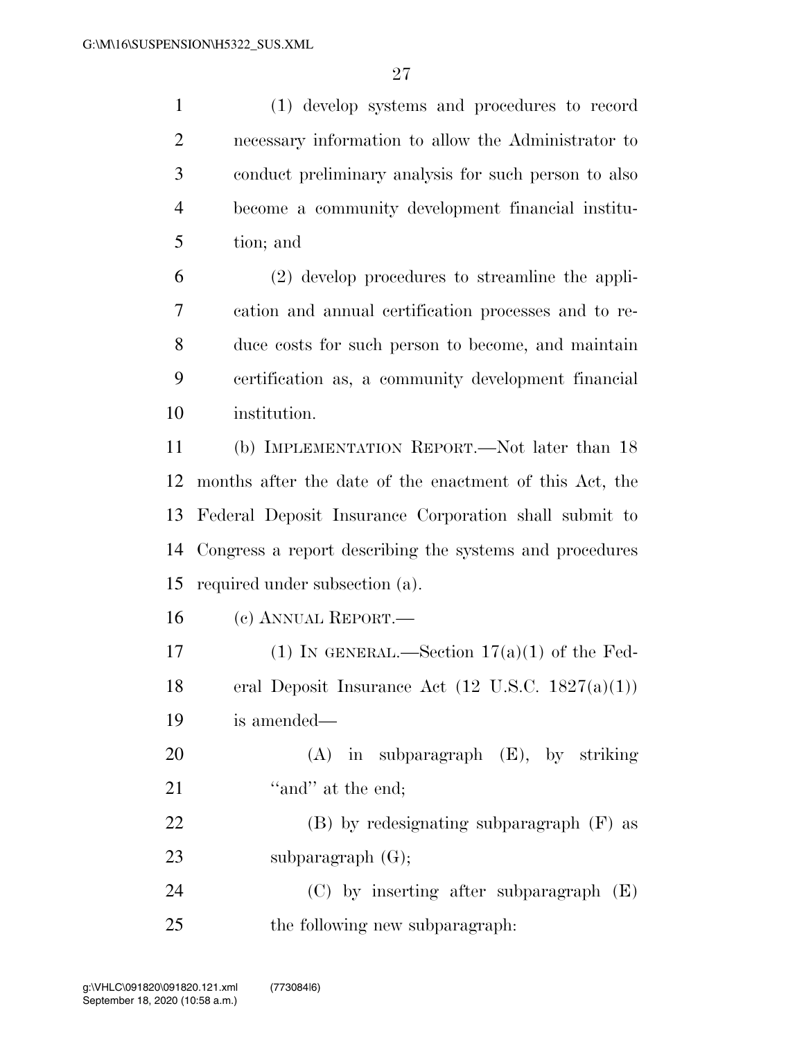(1) develop systems and procedures to record necessary information to allow the Administrator to conduct preliminary analysis for such person to also become a community development financial institution; and

(2) develop procedures to streamline the application and annual certification processes and to reduce costs for such person to become, and maintain certification as, a community development financial institution.

(b) IMPLEMENTATION REPORT.—Not later than 18 months after the date of the enactment of this Act, the Federal Deposit Insurance Corporation shall submit to Congress a report describing the systems and procedures required under subsection (a).

(c) ANNUAL REPORT.—

(1) IN GENERAL.—Section 17(a)(1) of the Federal Deposit Insurance Act (12 U.S.C. 1827(a)(1)) is amended—

(A) in subparagraph (E), by striking "and" at the end;

(B) by redesignating subparagraph (F) as subparagraph (G);

(C) by inserting after subparagraph (E) the following new subparagraph: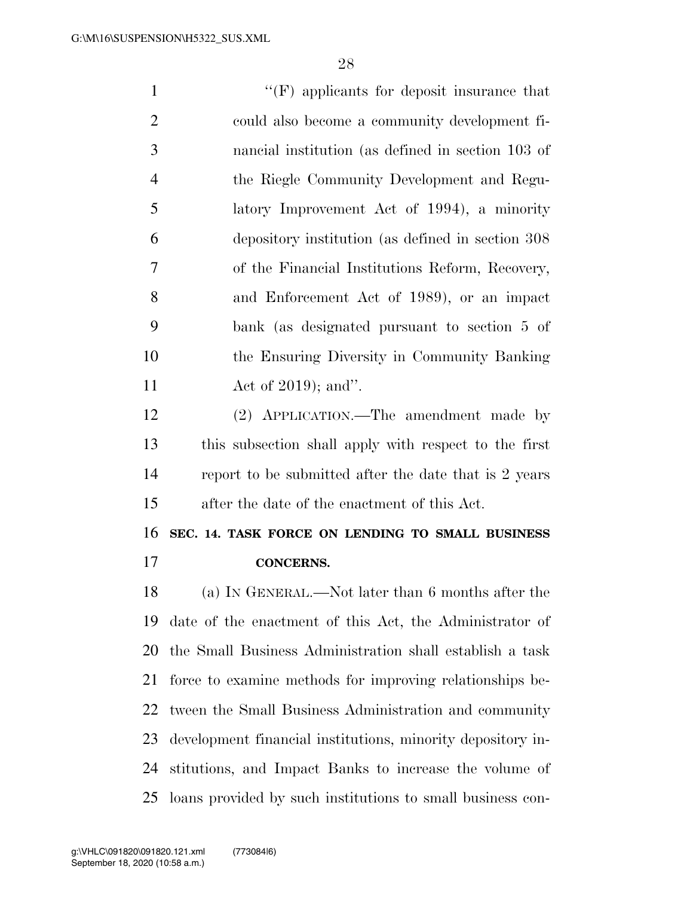"(F) applicants for deposit insurance that could also become a community development financial institution (as defined in section 103 of the Riegle Community Development and Regulatory Improvement Act of 1994), a minority depository institution (as defined in section 308 of the Financial Institutions Reform, Recovery, and Enforcement Act of 1989), or an impact bank (as designated pursuant to section 5 of the Ensuring Diversity in Community Banking Act of 2019); and".

(2) APPLICATION.—The amendment made by this subsection shall apply with respect to the first report to be submitted after the date that is 2 years after the date of the enactment of this Act.

**SEC. 14. TASK FORCE ON LENDING TO SMALL BUSINESS CONCERNS.**

(a) IN GENERAL.—Not later than 6 months after the date of the enactment of this Act, the Administrator of the Small Business Administration shall establish a task force to examine methods for improving relationships between the Small Business Administration and community development financial institutions, minority depository institutions, and Impact Banks to increase the volume of loans provided by such institutions to small business con-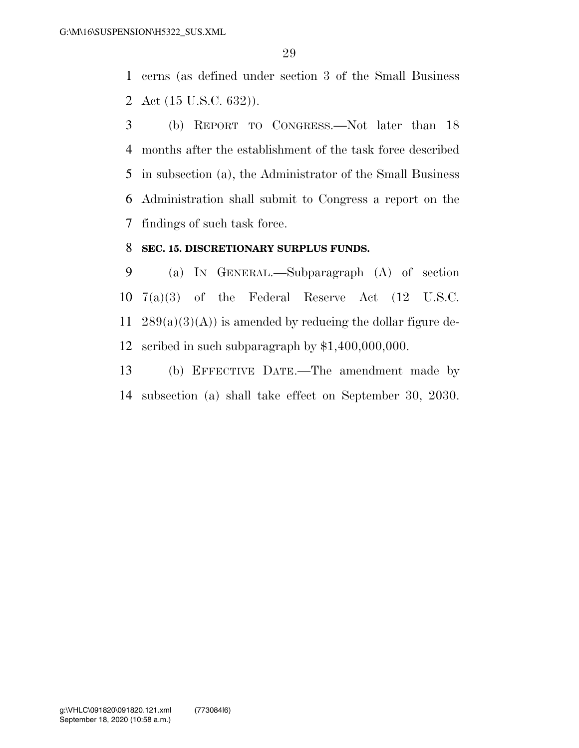cerns (as defined under section 3 of the Small Business Act (15 U.S.C. 632)).

(b) REPORT TO CONGRESS.—Not later than 18 months after the establishment of the task force described in subsection (a), the Administrator of the Small Business Administration shall submit to Congress a report on the findings of such task force.

**SEC. 15. DISCRETIONARY SURPLUS FUNDS.**

(a) IN GENERAL.—Subparagraph (A) of section 7(a)(3) of the Federal Reserve Act (12 U.S.C. 289(a)(3)(A)) is amended by reducing the dollar figure described in such subparagraph by $1,400,000,000.

(b) EFFECTIVE DATE.—The amendment made by subsection (a) shall take effect on September 30, 2030.